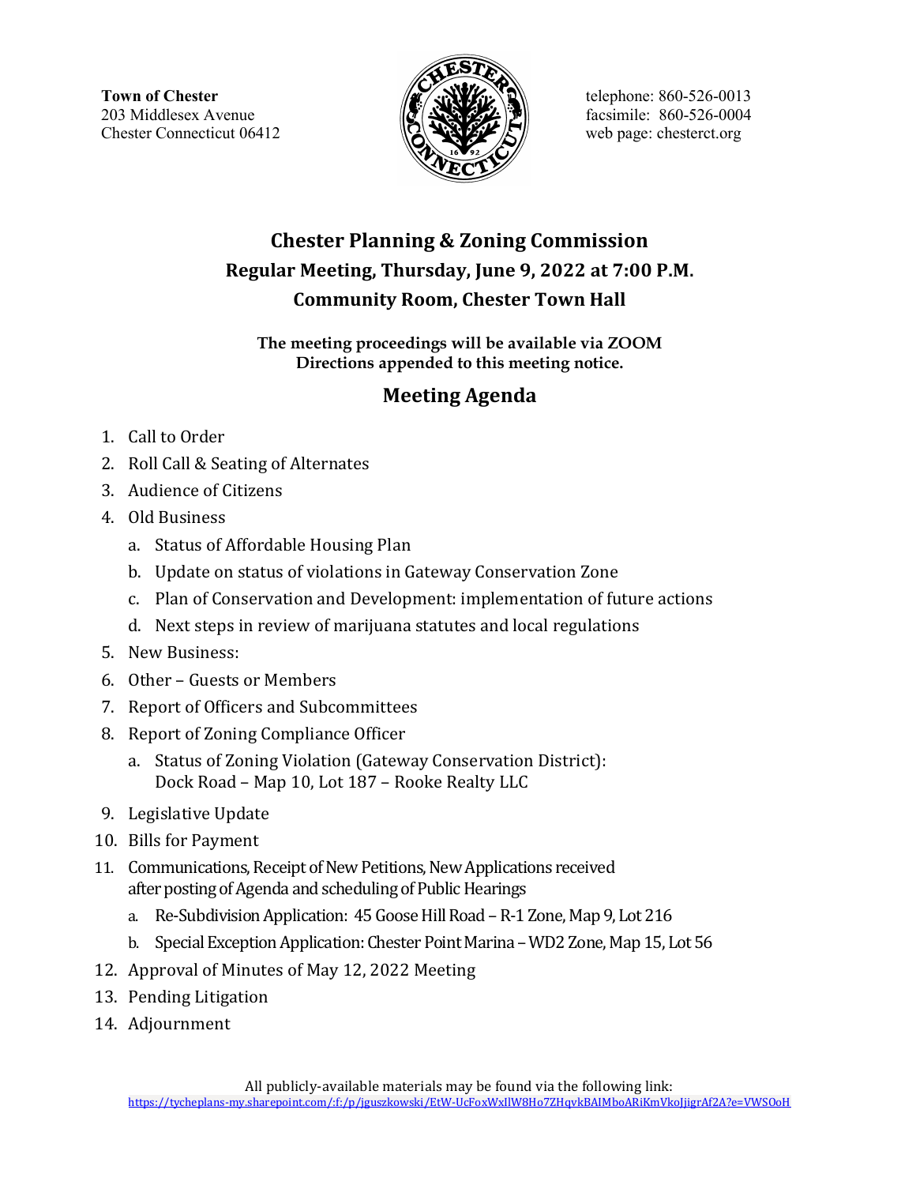**Town of Chester**
203 Middlesex Avenue
Chester Connecticut 06412

telephone: 860-526-0013
facsimile: 860-526-0004
web page: chesterct.org

# Chester Planning & Zoning Commission

## Regular Meeting, Thursday, June 9, 2022 at 7:00 P.M.

## Community Room, Chester Town Hall

**The meeting proceedings will be available via ZOOM**
**Directions appended to this meeting notice.**

## Meeting Agenda

1. Call to Order
2. Roll Call & Seating of Alternates
3. Audience of Citizens
4. Old Business
   a. Status of Affordable Housing Plan
   b. Update on status of violations in Gateway Conservation Zone
   c. Plan of Conservation and Development: implementation of future actions
   d. Next steps in review of marijuana statutes and local regulations
5. New Business:
6. Other – Guests or Members
7. Report of Officers and Subcommittees
8. Report of Zoning Compliance Officer
   a. Status of Zoning Violation (Gateway Conservation District): Dock Road – Map 10, Lot 187 – Rooke Realty LLC
9. Legislative Update
10. Bills for Payment
11. Communications, Receipt of New Petitions, New Applications received after posting of Agenda and scheduling of Public Hearings
    a. Re-Subdivision Application: 45 Goose Hill Road – R-1 Zone, Map 9, Lot 216
    b. Special Exception Application: Chester Point Marina – WD2 Zone, Map 15, Lot 56
12. Approval of Minutes of May 12, 2022 Meeting
13. Pending Litigation
14. Adjournment

All publicly-available materials may be found via the following link:
https://tycheplans-my.sharepoint.com/:f:/p/jguszkowski/EtW-UcFoxWxIlW8Ho7ZHqvkBAIMboARiKmVkoJjigrAf2A?e=VWSOoH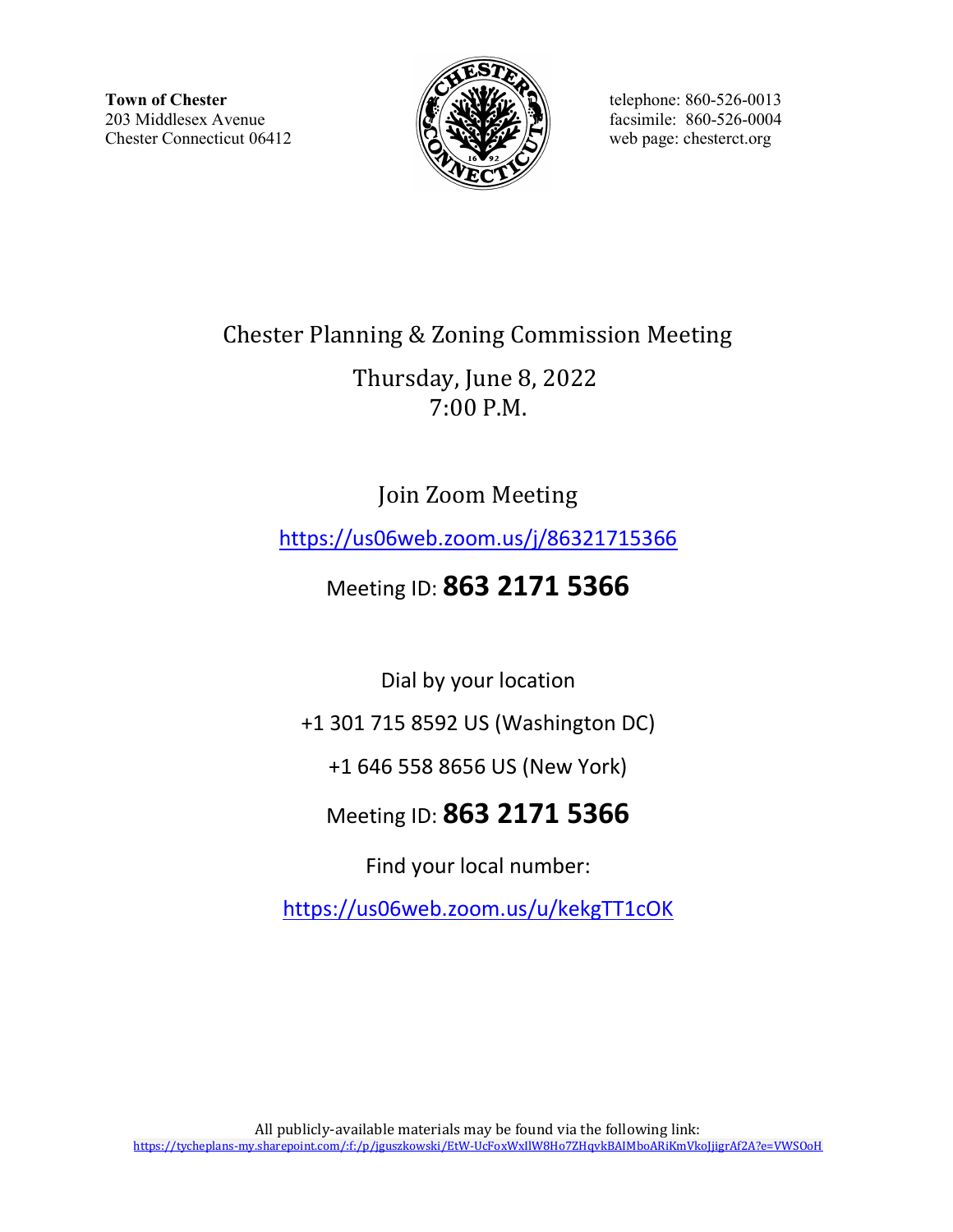**Town of Chester**
203 Middlesex Avenue
Chester Connecticut 06412

telephone: 860-526-0013
facsimile: 860-526-0004
web page: chesterct.org

# Chester Planning & Zoning Commission Meeting

## Thursday, June 8, 2022
## 7:00 P.M.

Join Zoom Meeting

https://us06web.zoom.us/j/86321715366

Meeting ID: **863 2171 5366**

Dial by your location

+1 301 715 8592 US (Washington DC)

+1 646 558 8656 US (New York)

Meeting ID: **863 2171 5366**

Find your local number:

https://us06web.zoom.us/u/kekgTT1cOK

All publicly-available materials may be found via the following link:
https://tycheplans-my.sharepoint.com/:f:/p/jguszkowski/EtW-UcFoxWxIlW8Ho7ZHqvkBAIMboARiKmVkoJjigrAf2A?e=VWSOoH